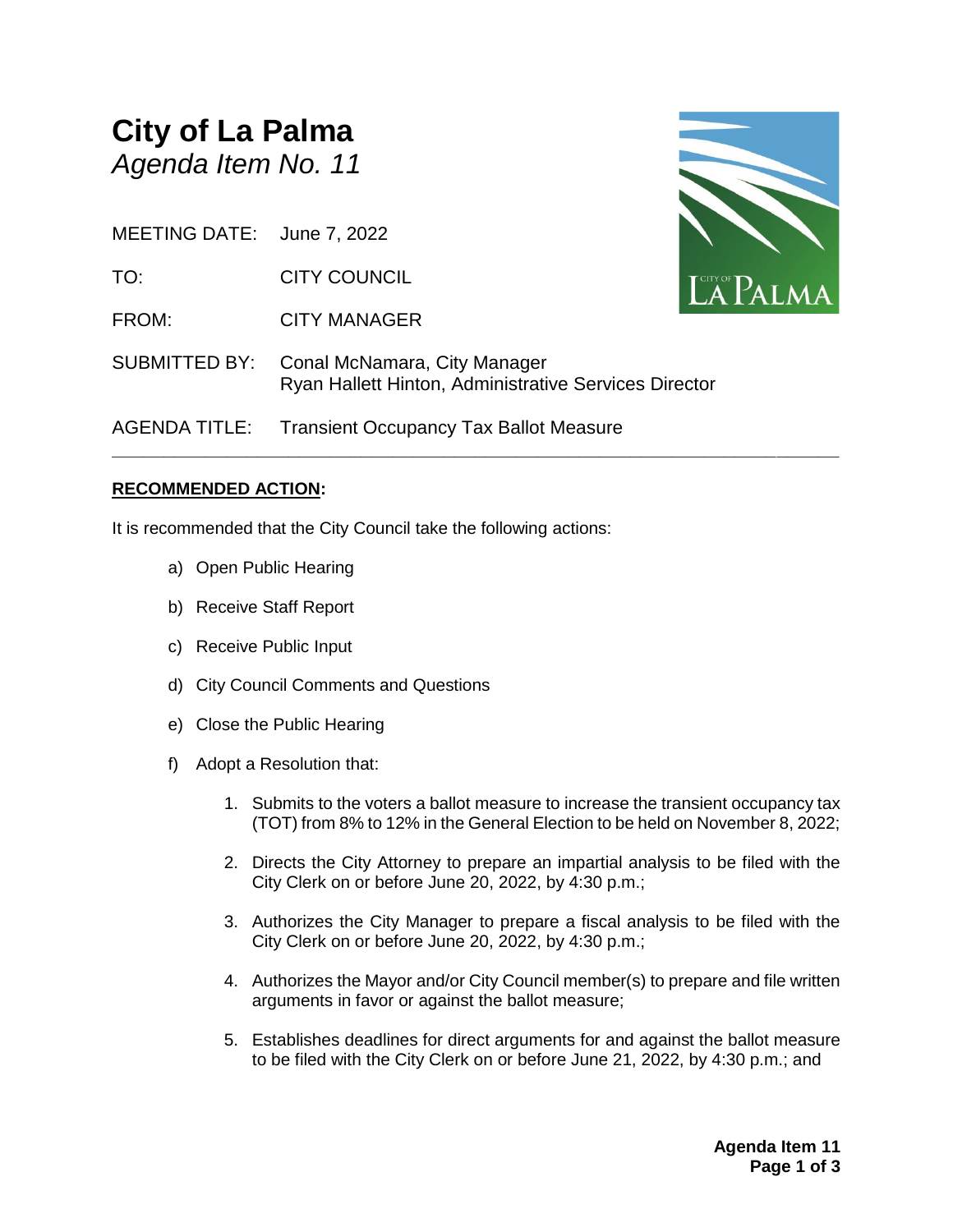# City of La Palma

*Agenda Item No. 11*

MEETING DATE: June 7, 2022

TO: CITY COUNCIL

FROM: CITY MANAGER

SUBMITTED BY: Conal McNamara, City Manager
Ryan Hallett Hinton, Administrative Services Director

AGENDA TITLE: Transient Occupancy Tax Ballot Measure

---

**RECOMMENDED ACTION:**

It is recommended that the City Council take the following actions:

a) Open Public Hearing

b) Receive Staff Report

c) Receive Public Input

d) City Council Comments and Questions

e) Close the Public Hearing

f) Adopt a Resolution that:

1. Submits to the voters a ballot measure to increase the transient occupancy tax (TOT) from 8% to 12% in the General Election to be held on November 8, 2022;

2. Directs the City Attorney to prepare an impartial analysis to be filed with the City Clerk on or before June 20, 2022, by 4:30 p.m.;

3. Authorizes the City Manager to prepare a fiscal analysis to be filed with the City Clerk on or before June 20, 2022, by 4:30 p.m.;

4. Authorizes the Mayor and/or City Council member(s) to prepare and file written arguments in favor or against the ballot measure;

5. Establishes deadlines for direct arguments for and against the ballot measure to be filed with the City Clerk on or before June 21, 2022, by 4:30 p.m.; and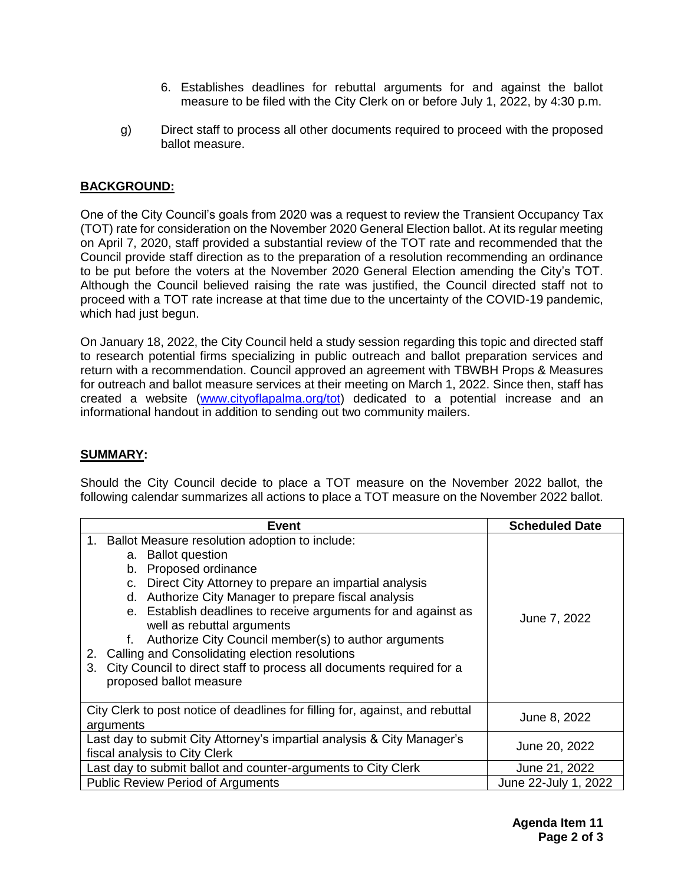6. Establishes deadlines for rebuttal arguments for and against the ballot measure to be filed with the City Clerk on or before July 1, 2022, by 4:30 p.m.

g) Direct staff to process all other documents required to proceed with the proposed ballot measure.

## BACKGROUND:

One of the City Council's goals from 2020 was a request to review the Transient Occupancy Tax (TOT) rate for consideration on the November 2020 General Election ballot. At its regular meeting on April 7, 2020, staff provided a substantial review of the TOT rate and recommended that the Council provide staff direction as to the preparation of a resolution recommending an ordinance to be put before the voters at the November 2020 General Election amending the City's TOT. Although the Council believed raising the rate was justified, the Council directed staff not to proceed with a TOT rate increase at that time due to the uncertainty of the COVID-19 pandemic, which had just begun.

On January 18, 2022, the City Council held a study session regarding this topic and directed staff to research potential firms specializing in public outreach and ballot preparation services and return with a recommendation. Council approved an agreement with TBWBH Props & Measures for outreach and ballot measure services at their meeting on March 1, 2022. Since then, staff has created a website (www.cityoflapalma.org/tot) dedicated to a potential increase and an informational handout in addition to sending out two community mailers.

## SUMMARY:

Should the City Council decide to place a TOT measure on the November 2022 ballot, the following calendar summarizes all actions to place a TOT measure on the November 2022 ballot.

| Event | Scheduled Date |
|---|---|
| 1. Ballot Measure resolution adoption to include:<br>a. Ballot question<br>b. Proposed ordinance<br>c. Direct City Attorney to prepare an impartial analysis<br>d. Authorize City Manager to prepare fiscal analysis<br>e. Establish deadlines to receive arguments for and against as well as rebuttal arguments<br>f. Authorize City Council member(s) to author arguments<br>2. Calling and Consolidating election resolutions<br>3. City Council to direct staff to process all documents required for a proposed ballot measure | June 7, 2022 |
| City Clerk to post notice of deadlines for filling for, against, and rebuttal arguments | June 8, 2022 |
| Last day to submit City Attorney's impartial analysis & City Manager's fiscal analysis to City Clerk | June 20, 2022 |
| Last day to submit ballot and counter-arguments to City Clerk | June 21, 2022 |
| Public Review Period of Arguments | June 22-July 1, 2022 |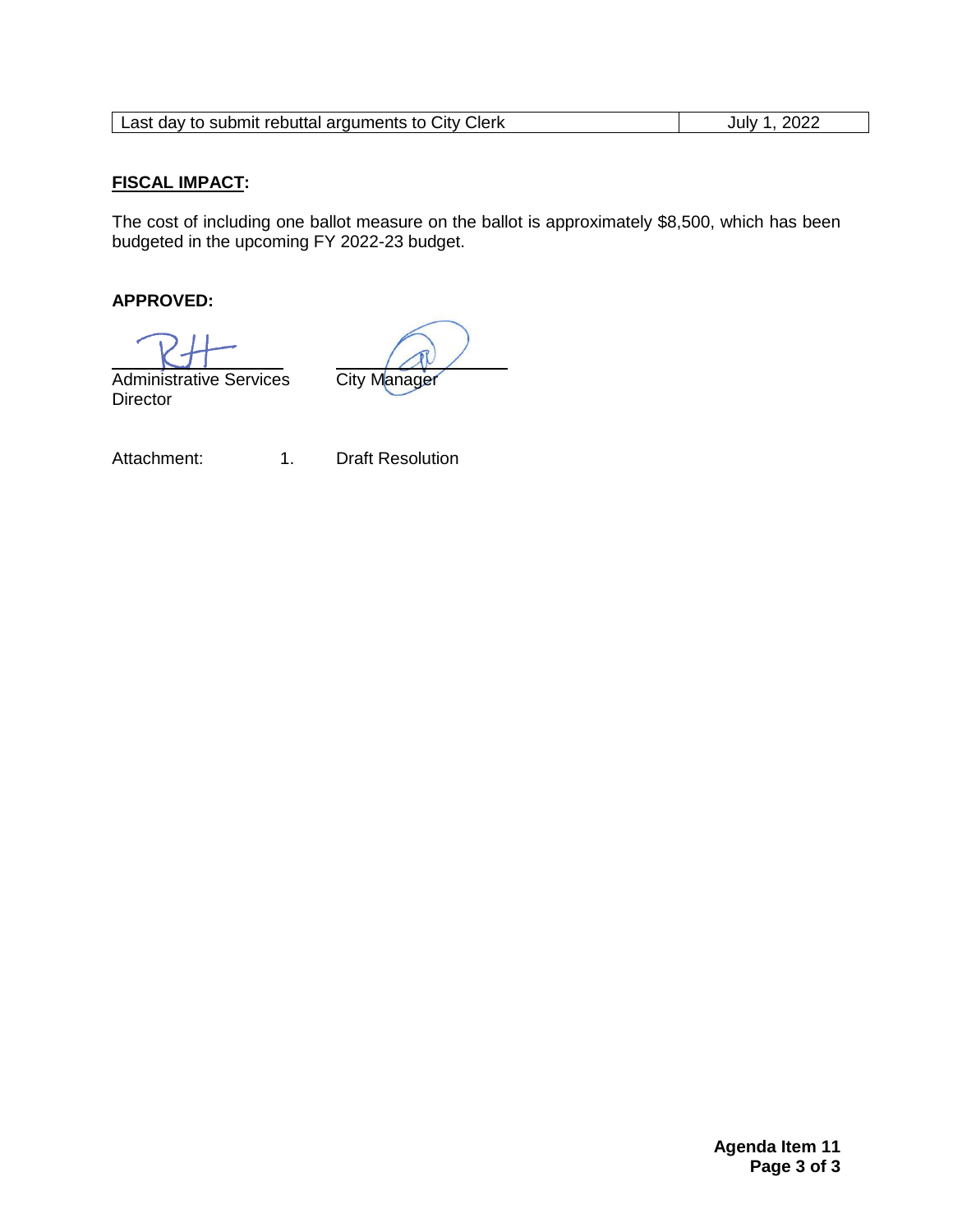| Last day to submit rebuttal arguments to City Clerk | July 1, 2022 |
| --- | --- |

**FISCAL IMPACT:**

The cost of including one ballot measure on the ballot is approximately $8,500, which has been budgeted in the upcoming FY 2022-23 budget.

**APPROVED:**

Administrative Services Director

City Manager

Attachment: 1. Draft Resolution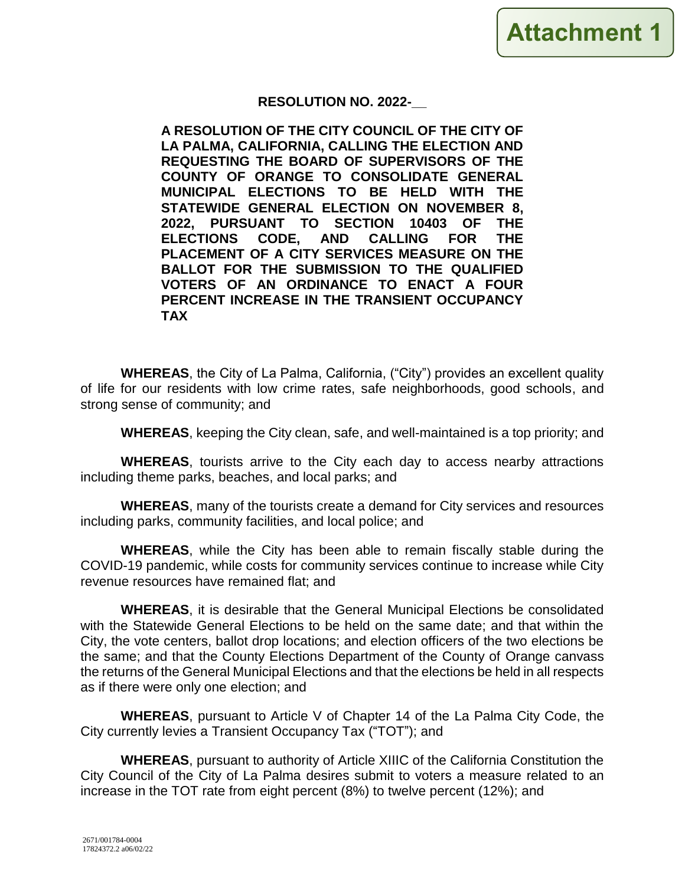**Attachment 1**

**RESOLUTION NO. 2022-__**

**A RESOLUTION OF THE CITY COUNCIL OF THE CITY OF LA PALMA, CALIFORNIA, CALLING THE ELECTION AND REQUESTING THE BOARD OF SUPERVISORS OF THE COUNTY OF ORANGE TO CONSOLIDATE GENERAL MUNICIPAL ELECTIONS TO BE HELD WITH THE STATEWIDE GENERAL ELECTION ON NOVEMBER 8, 2022, PURSUANT TO SECTION 10403 OF THE ELECTIONS CODE, AND CALLING FOR THE PLACEMENT OF A CITY SERVICES MEASURE ON THE BALLOT FOR THE SUBMISSION TO THE QUALIFIED VOTERS OF AN ORDINANCE TO ENACT A FOUR PERCENT INCREASE IN THE TRANSIENT OCCUPANCY TAX**

**WHEREAS**, the City of La Palma, California, ("City") provides an excellent quality of life for our residents with low crime rates, safe neighborhoods, good schools, and strong sense of community; and

**WHEREAS**, keeping the City clean, safe, and well-maintained is a top priority; and

**WHEREAS**, tourists arrive to the City each day to access nearby attractions including theme parks, beaches, and local parks; and

**WHEREAS**, many of the tourists create a demand for City services and resources including parks, community facilities, and local police; and

**WHEREAS**, while the City has been able to remain fiscally stable during the COVID-19 pandemic, while costs for community services continue to increase while City revenue resources have remained flat; and

**WHEREAS**, it is desirable that the General Municipal Elections be consolidated with the Statewide General Elections to be held on the same date; and that within the City, the vote centers, ballot drop locations; and election officers of the two elections be the same; and that the County Elections Department of the County of Orange canvass the returns of the General Municipal Elections and that the elections be held in all respects as if there were only one election; and

**WHEREAS**, pursuant to Article V of Chapter 14 of the La Palma City Code, the City currently levies a Transient Occupancy Tax ("TOT"); and

**WHEREAS**, pursuant to authority of Article XIIIC of the California Constitution the City Council of the City of La Palma desires submit to voters a measure related to an increase in the TOT rate from eight percent (8%) to twelve percent (12%); and

2671/001784-0004
17824372.2 a06/02/22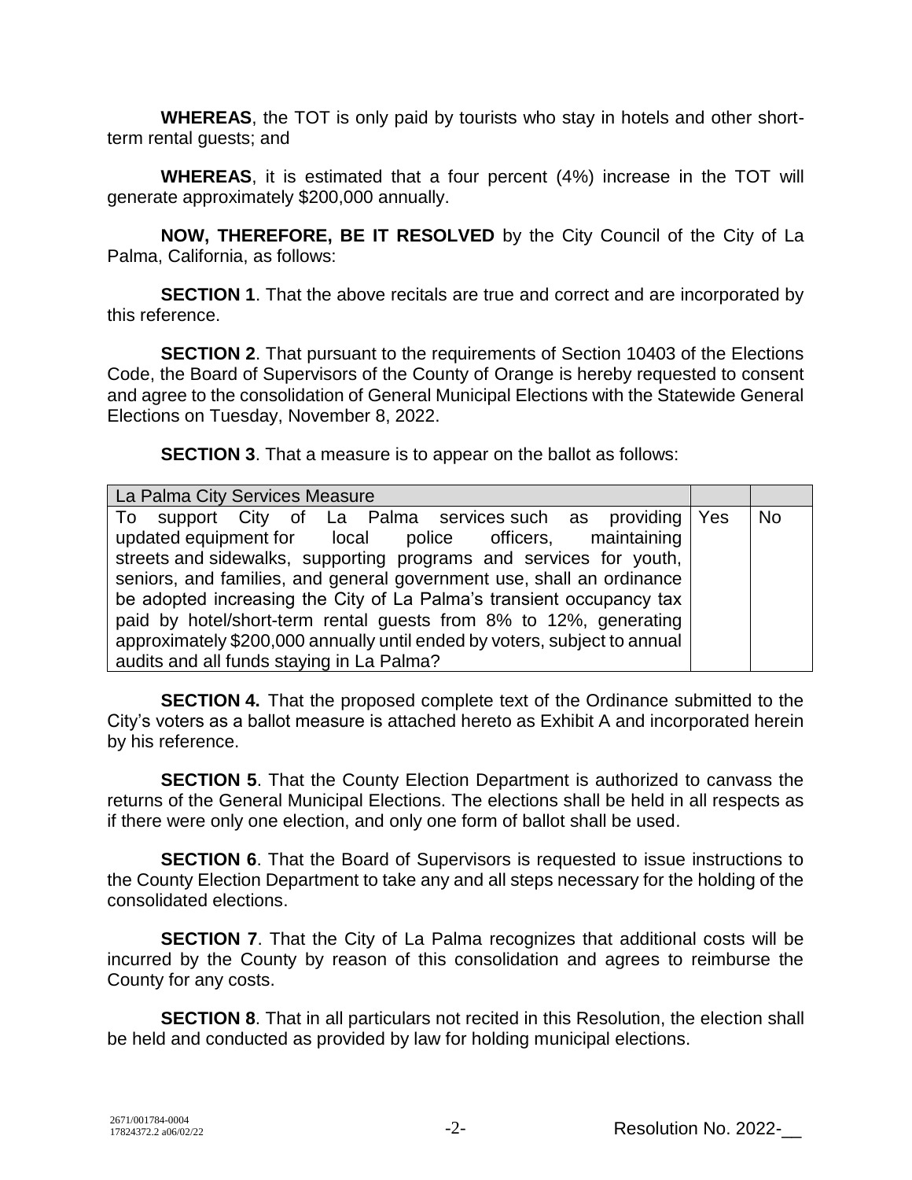**WHEREAS**, the TOT is only paid by tourists who stay in hotels and other short-term rental guests; and

**WHEREAS**, it is estimated that a four percent (4%) increase in the TOT will generate approximately $200,000 annually.

**NOW, THEREFORE, BE IT RESOLVED** by the City Council of the City of La Palma, California, as follows:

**SECTION 1**. That the above recitals are true and correct and are incorporated by this reference.

**SECTION 2**. That pursuant to the requirements of Section 10403 of the Elections Code, the Board of Supervisors of the County of Orange is hereby requested to consent and agree to the consolidation of General Municipal Elections with the Statewide General Elections on Tuesday, November 8, 2022.

**SECTION 3**. That a measure is to appear on the ballot as follows:

| La Palma City Services Measure | | |
|---|---|---|
| To support City of La Palma services such as providing updated equipment for local police officers, maintaining streets and sidewalks, supporting programs and services for youth, seniors, and families, and general government use, shall an ordinance be adopted increasing the City of La Palma's transient occupancy tax paid by hotel/short-term rental guests from 8% to 12%, generating approximately $200,000 annually until ended by voters, subject to annual audits and all funds staying in La Palma? | Yes | No |

**SECTION 4.** That the proposed complete text of the Ordinance submitted to the City's voters as a ballot measure is attached hereto as Exhibit A and incorporated herein by his reference.

**SECTION 5**. That the County Election Department is authorized to canvass the returns of the General Municipal Elections. The elections shall be held in all respects as if there were only one election, and only one form of ballot shall be used.

**SECTION 6**. That the Board of Supervisors is requested to issue instructions to the County Election Department to take any and all steps necessary for the holding of the consolidated elections.

**SECTION 7**. That the City of La Palma recognizes that additional costs will be incurred by the County by reason of this consolidation and agrees to reimburse the County for any costs.

**SECTION 8**. That in all particulars not recited in this Resolution, the election shall be held and conducted as provided by law for holding municipal elections.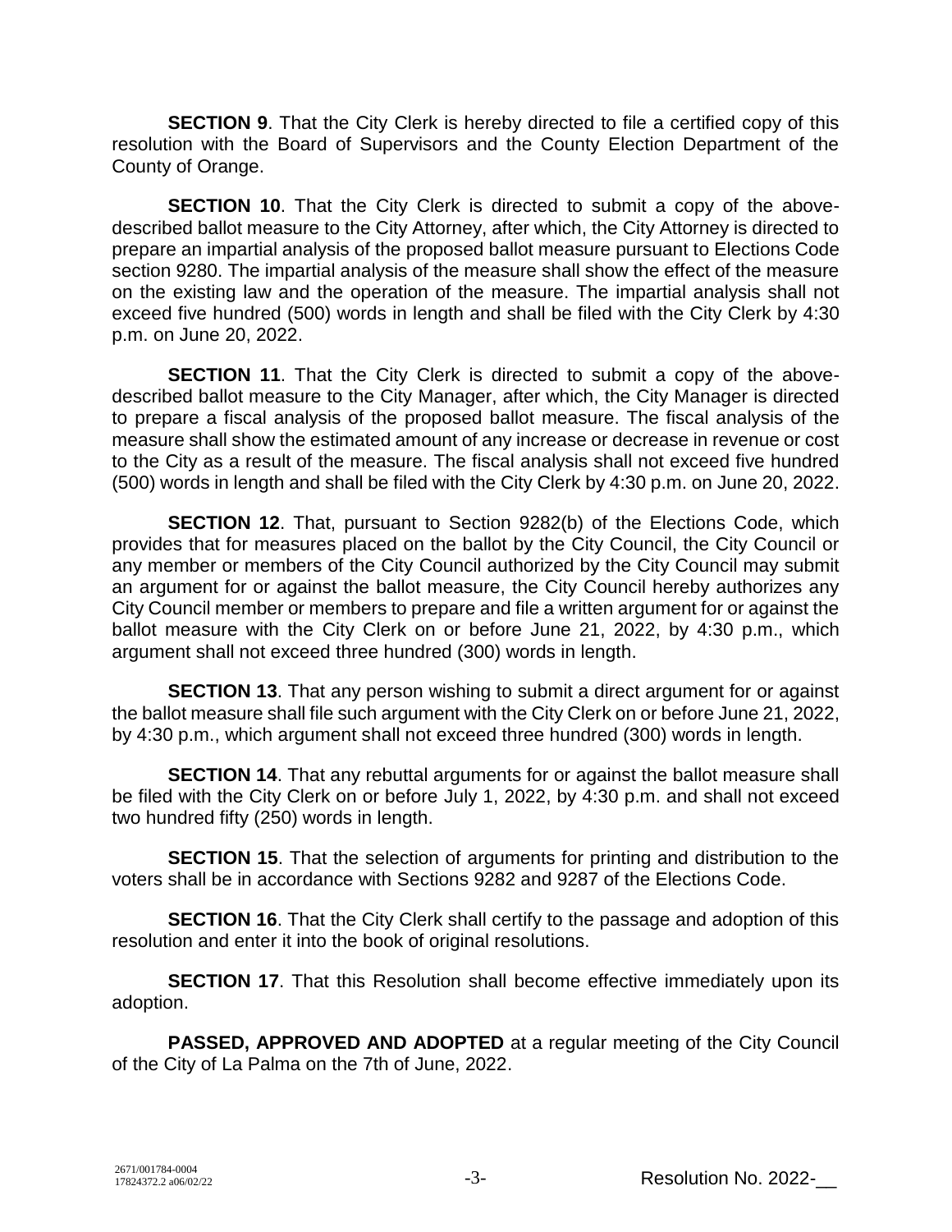**SECTION 9**. That the City Clerk is hereby directed to file a certified copy of this resolution with the Board of Supervisors and the County Election Department of the County of Orange.

**SECTION 10**. That the City Clerk is directed to submit a copy of the above-described ballot measure to the City Attorney, after which, the City Attorney is directed to prepare an impartial analysis of the proposed ballot measure pursuant to Elections Code section 9280. The impartial analysis of the measure shall show the effect of the measure on the existing law and the operation of the measure. The impartial analysis shall not exceed five hundred (500) words in length and shall be filed with the City Clerk by 4:30 p.m. on June 20, 2022.

**SECTION 11**. That the City Clerk is directed to submit a copy of the above-described ballot measure to the City Manager, after which, the City Manager is directed to prepare a fiscal analysis of the proposed ballot measure. The fiscal analysis of the measure shall show the estimated amount of any increase or decrease in revenue or cost to the City as a result of the measure. The fiscal analysis shall not exceed five hundred (500) words in length and shall be filed with the City Clerk by 4:30 p.m. on June 20, 2022.

**SECTION 12**. That, pursuant to Section 9282(b) of the Elections Code, which provides that for measures placed on the ballot by the City Council, the City Council or any member or members of the City Council authorized by the City Council may submit an argument for or against the ballot measure, the City Council hereby authorizes any City Council member or members to prepare and file a written argument for or against the ballot measure with the City Clerk on or before June 21, 2022, by 4:30 p.m., which argument shall not exceed three hundred (300) words in length.

**SECTION 13**. That any person wishing to submit a direct argument for or against the ballot measure shall file such argument with the City Clerk on or before June 21, 2022, by 4:30 p.m., which argument shall not exceed three hundred (300) words in length.

**SECTION 14**. That any rebuttal arguments for or against the ballot measure shall be filed with the City Clerk on or before July 1, 2022, by 4:30 p.m. and shall not exceed two hundred fifty (250) words in length.

**SECTION 15**. That the selection of arguments for printing and distribution to the voters shall be in accordance with Sections 9282 and 9287 of the Elections Code.

**SECTION 16**. That the City Clerk shall certify to the passage and adoption of this resolution and enter it into the book of original resolutions.

**SECTION 17**. That this Resolution shall become effective immediately upon its adoption.

**PASSED, APPROVED AND ADOPTED** at a regular meeting of the City Council of the City of La Palma on the 7th of June, 2022.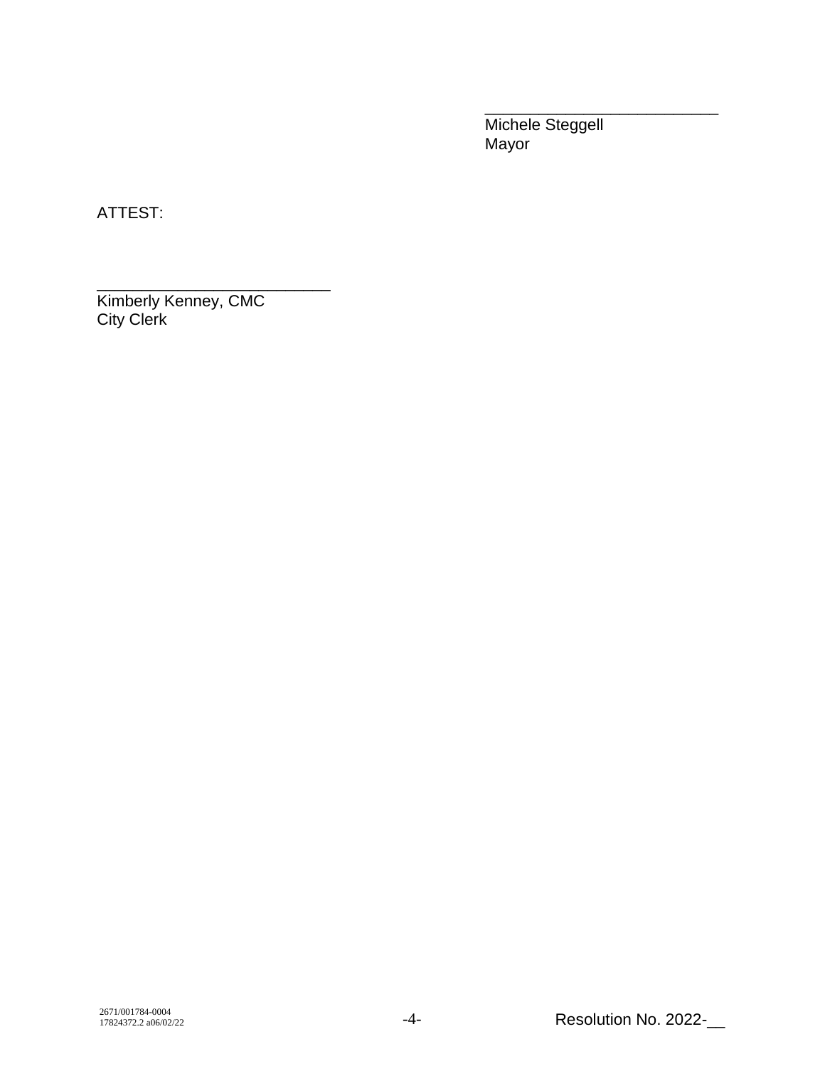___________________________
Michele Steggell
Mayor

ATTEST:

___________________________
Kimberly Kenney, CMC
City Clerk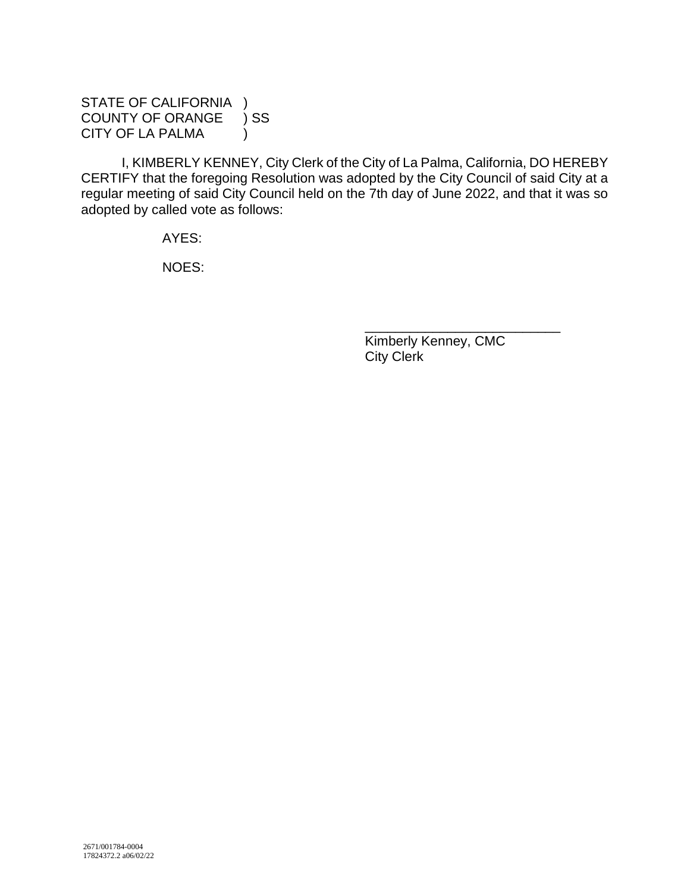STATE OF CALIFORNIA )
COUNTY OF ORANGE ) SS
CITY OF LA PALMA )

I, KIMBERLY KENNEY, City Clerk of the City of La Palma, California, DO HEREBY CERTIFY that the foregoing Resolution was adopted by the City Council of said City at a regular meeting of said City Council held on the 7th day of June 2022, and that it was so adopted by called vote as follows:

AYES:

NOES:

___________________________
Kimberly Kenney, CMC
City Clerk

2671/001784-0004
17824372.2 a06/02/22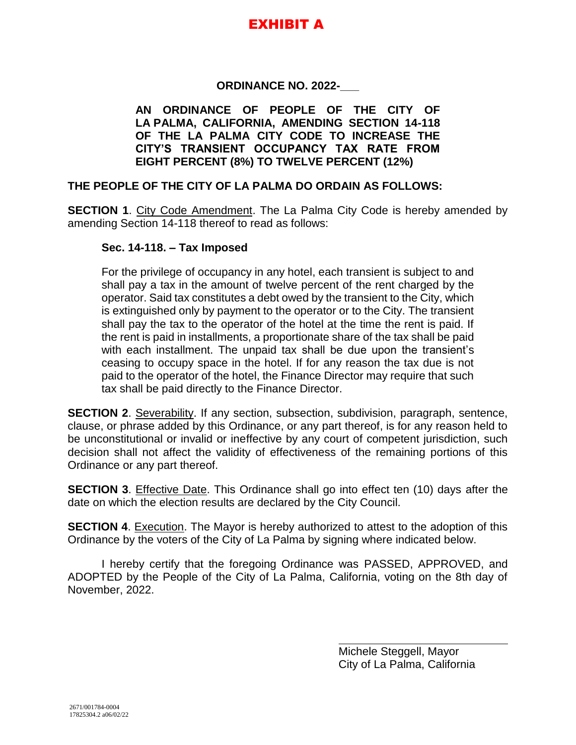# EXHIBIT A

**ORDINANCE NO. 2022-___**

**AN ORDINANCE OF PEOPLE OF THE CITY OF LA PALMA, CALIFORNIA, AMENDING SECTION 14-118 OF THE LA PALMA CITY CODE TO INCREASE THE CITY'S TRANSIENT OCCUPANCY TAX RATE FROM EIGHT PERCENT (8%) TO TWELVE PERCENT (12%)**

**THE PEOPLE OF THE CITY OF LA PALMA DO ORDAIN AS FOLLOWS:**

**SECTION 1**. City Code Amendment. The La Palma City Code is hereby amended by amending Section 14-118 thereof to read as follows:

> **Sec. 14-118. – Tax Imposed**
>
> For the privilege of occupancy in any hotel, each transient is subject to and shall pay a tax in the amount of twelve percent of the rent charged by the operator. Said tax constitutes a debt owed by the transient to the City, which is extinguished only by payment to the operator or to the City. The transient shall pay the tax to the operator of the hotel at the time the rent is paid. If the rent is paid in installments, a proportionate share of the tax shall be paid with each installment. The unpaid tax shall be due upon the transient's ceasing to occupy space in the hotel. If for any reason the tax due is not paid to the operator of the hotel, the Finance Director may require that such tax shall be paid directly to the Finance Director.

**SECTION 2**. Severability. If any section, subsection, subdivision, paragraph, sentence, clause, or phrase added by this Ordinance, or any part thereof, is for any reason held to be unconstitutional or invalid or ineffective by any court of competent jurisdiction, such decision shall not affect the validity of effectiveness of the remaining portions of this Ordinance or any part thereof.

**SECTION 3**. Effective Date. This Ordinance shall go into effect ten (10) days after the date on which the election results are declared by the City Council.

**SECTION 4**. Execution. The Mayor is hereby authorized to attest to the adoption of this Ordinance by the voters of the City of La Palma by signing where indicated below.

I hereby certify that the foregoing Ordinance was PASSED, APPROVED, and ADOPTED by the People of the City of La Palma, California, voting on the 8th day of November, 2022.

______________________________
Michele Steggell, Mayor
City of La Palma, California

2671/001784-0004
17825304.2 a06/02/22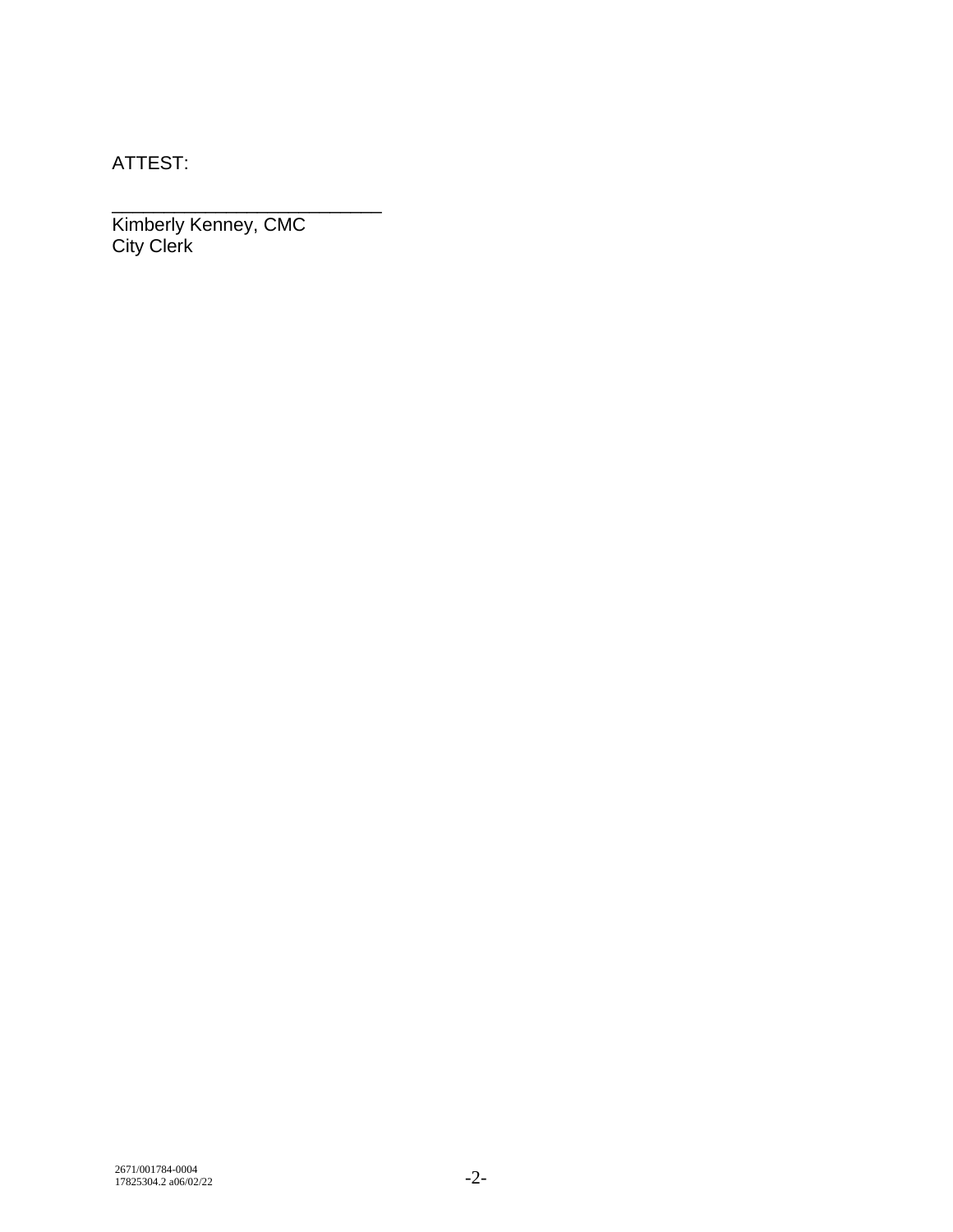ATTEST:

___________________________
Kimberly Kenney, CMC
City Clerk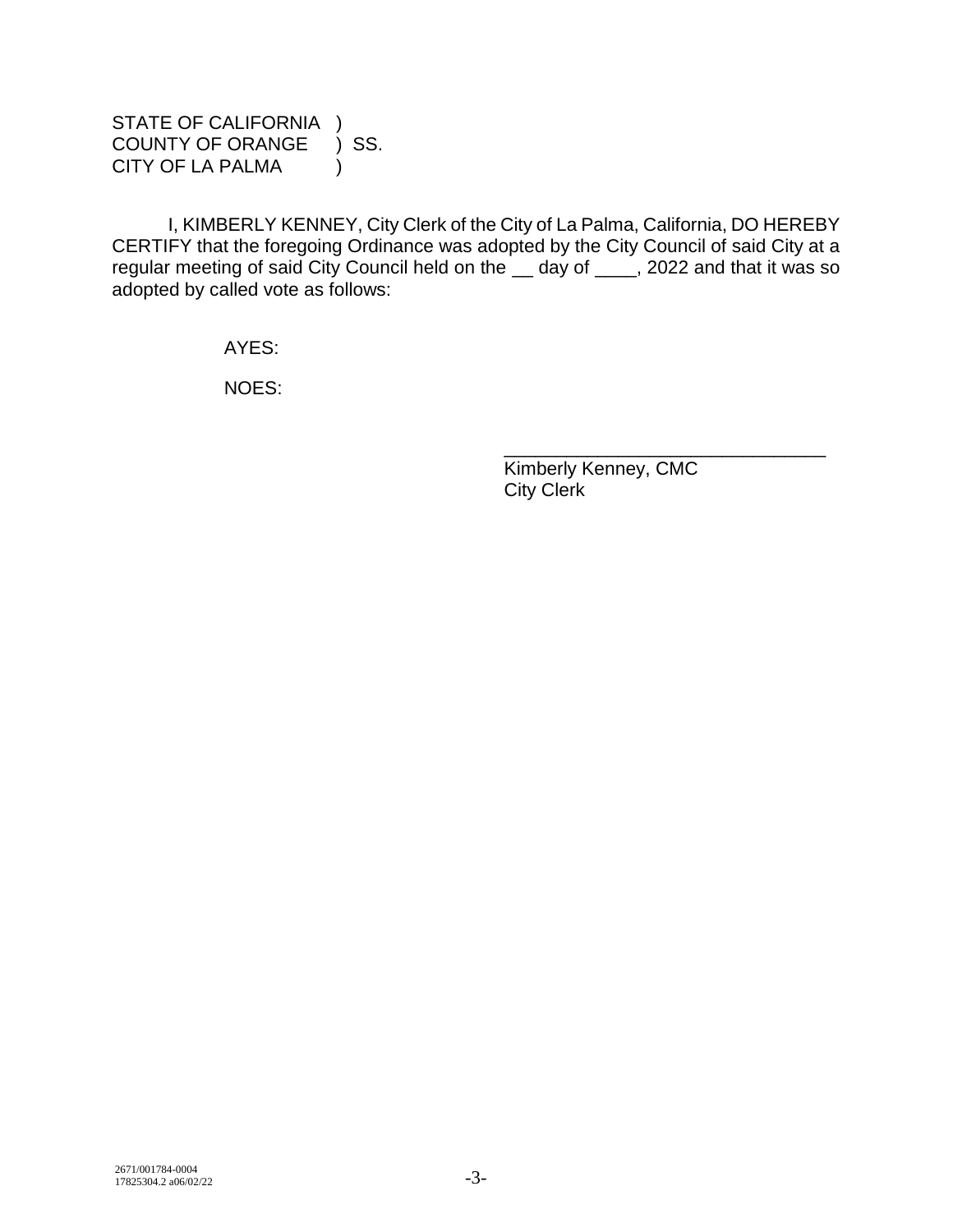STATE OF CALIFORNIA )
COUNTY OF ORANGE ) SS.
CITY OF LA PALMA )

I, KIMBERLY KENNEY, City Clerk of the City of La Palma, California, DO HEREBY CERTIFY that the foregoing Ordinance was adopted by the City Council of said City at a regular meeting of said City Council held on the __ day of ____, 2022 and that it was so adopted by called vote as follows:

AYES:

NOES:

\_\_\_\_\_\_\_\_\_\_\_\_\_\_\_\_\_\_\_\_\_\_\_\_\_\_\_\_\_\_\_\_
Kimberly Kenney, CMC
City Clerk

2671/001784-0004
17825304.2 a06/02/22